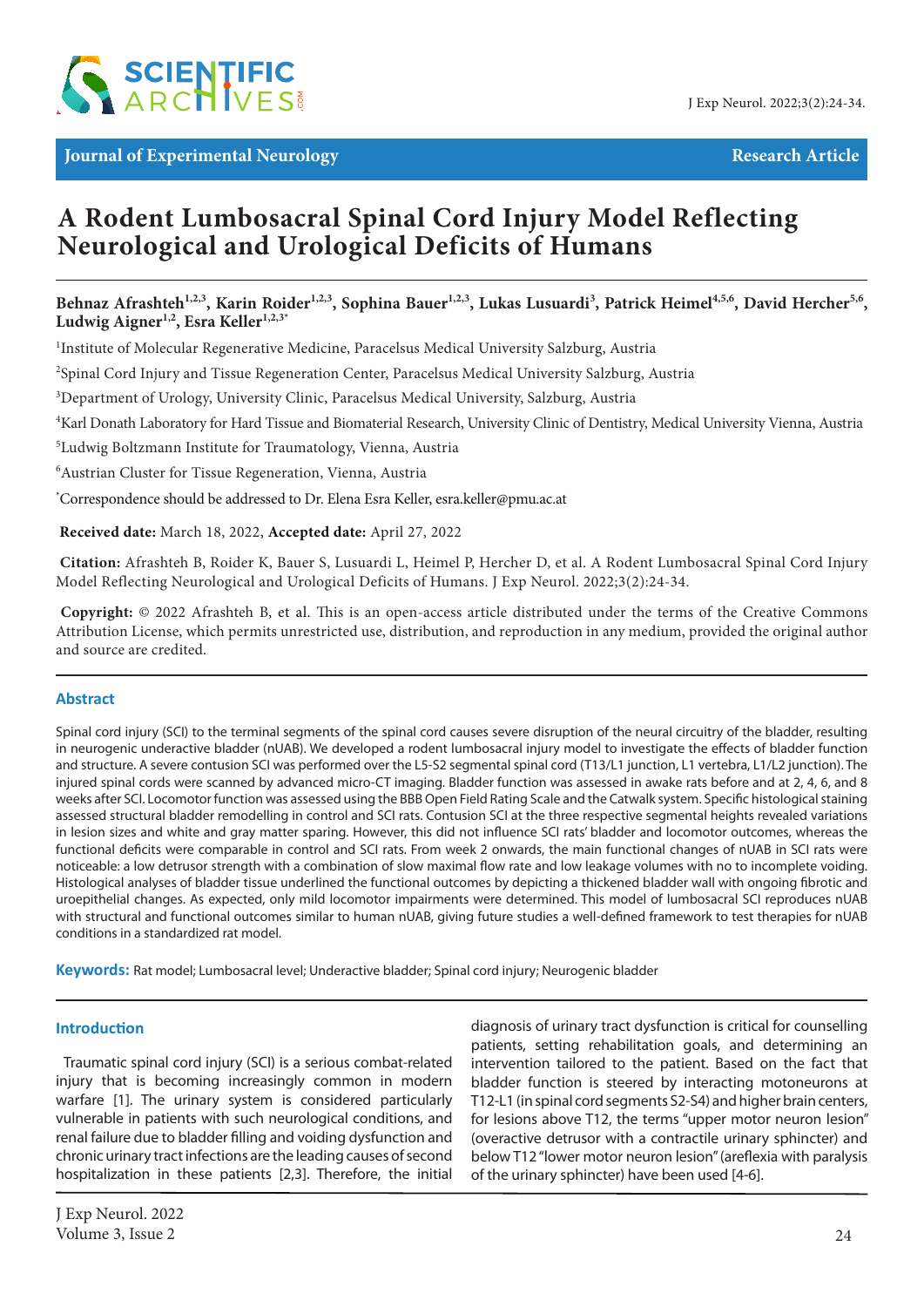# A Rodent Lumbosacral Spinal Cord Injury Model Reflecting Neurological and Urological Deficits of Humans

**Behnaz Afrashteh[1,2,3], Karin Roider[1,2,3], Sophina Bauer[1,2,3], Lukas Lusuardi[3], Patrick Heimel[4,5,6], David Hercher[5,6], Ludwig Aigner[1,2], Esra Keller[1,2,3*]**

[1]Institute of Molecular Regenerative Medicine, Paracelsus Medical University Salzburg, Austria

[2]Spinal Cord Injury and Tissue Regeneration Center, Paracelsus Medical University Salzburg, Austria

[3]Department of Urology, University Clinic, Paracelsus Medical University, Salzburg, Austria

[4]Karl Donath Laboratory for Hard Tissue and Biomaterial Research, University Clinic of Dentistry, Medical University Vienna, Austria

[5]Ludwig Boltzmann Institute for Traumatology, Vienna, Austria

[6]Austrian Cluster for Tissue Regeneration, Vienna, Austria

[*]Correspondence should be addressed to Dr. Elena Esra Keller, esra.keller@pmu.ac.at

**Received date:** March 18, 2022, **Accepted date:** April 27, 2022

**Citation:** Afrashteh B, Roider K, Bauer S, Lusuardi L, Heimel P, Hercher D, et al. A Rodent Lumbosacral Spinal Cord Injury Model Reflecting Neurological and Urological Deficits of Humans. J Exp Neurol. 2022;3(2):24-34.

**Copyright:** © 2022 Afrashteh B, et al. This is an open-access article distributed under the terms of the Creative Commons Attribution License, which permits unrestricted use, distribution, and reproduction in any medium, provided the original author and source are credited.

## Abstract

Spinal cord injury (SCI) to the terminal segments of the spinal cord causes severe disruption of the neural circuitry of the bladder, resulting in neurogenic underactive bladder (nUAB). We developed a rodent lumbosacral injury model to investigate the effects of bladder function and structure. A severe contusion SCI was performed over the L5-S2 segmental spinal cord (T13/L1 junction, L1 vertebra, L1/L2 junction). The injured spinal cords were scanned by advanced micro-CT imaging. Bladder function was assessed in awake rats before and at 2, 4, 6, and 8 weeks after SCI. Locomotor function was assessed using the BBB Open Field Rating Scale and the Catwalk system. Specific histological staining assessed structural bladder remodelling in control and SCI rats. Contusion SCI at the three respective segmental heights revealed variations in lesion sizes and white and gray matter sparing. However, this did not influence SCI rats' bladder and locomotor outcomes, whereas the functional deficits were comparable in control and SCI rats. From week 2 onwards, the main functional changes of nUAB in SCI rats were noticeable: a low detrusor strength with a combination of slow maximal flow rate and low leakage volumes with no to incomplete voiding. Histological analyses of bladder tissue underlined the functional outcomes by depicting a thickened bladder wall with ongoing fibrotic and uroepithelial changes. As expected, only mild locomotor impairments were determined. This model of lumbosacral SCI reproduces nUAB with structural and functional outcomes similar to human nUAB, giving future studies a well-defined framework to test therapies for nUAB conditions in a standardized rat model.

**Keywords:** Rat model; Lumbosacral level; Underactive bladder; Spinal cord injury; Neurogenic bladder

## Introduction

Traumatic spinal cord injury (SCI) is a serious combat-related injury that is becoming increasingly common in modern warfare [1]. The urinary system is considered particularly vulnerable in patients with such neurological conditions, and renal failure due to bladder filling and voiding dysfunction and chronic urinary tract infections are the leading causes of second hospitalization in these patients [2,3]. Therefore, the initial diagnosis of urinary tract dysfunction is critical for counselling patients, setting rehabilitation goals, and determining an intervention tailored to the patient. Based on the fact that bladder function is steered by interacting motoneurons at T12-L1 (in spinal cord segments S2-S4) and higher brain centers, for lesions above T12, the terms "upper motor neuron lesion" (overactive detrusor with a contractile urinary sphincter) and below T12 "lower motor neuron lesion" (areflexia with paralysis of the urinary sphincter) have been used [4-6].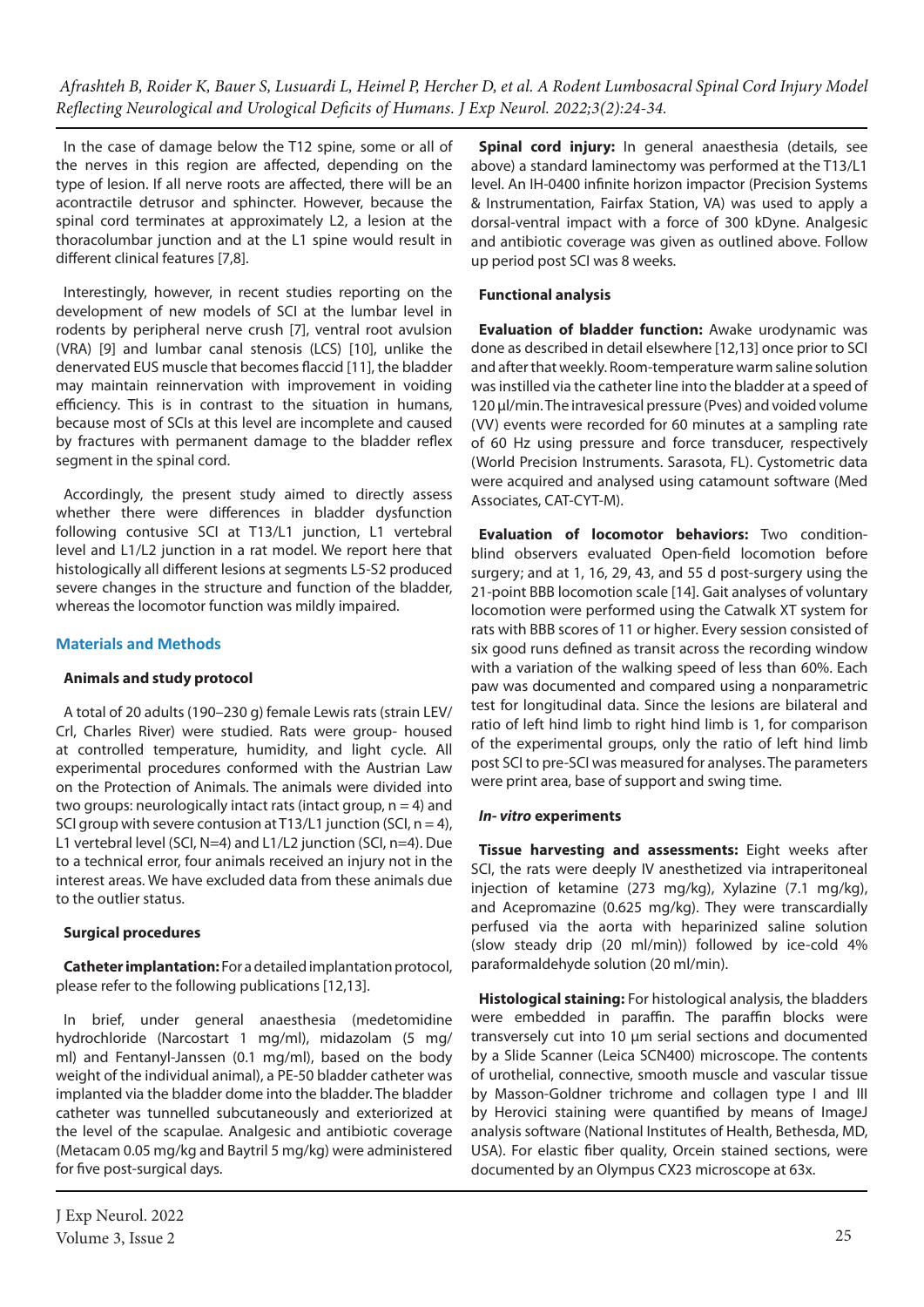In the case of damage below the T12 spine, some or all of the nerves in this region are affected, depending on the type of lesion. If all nerve roots are affected, there will be an acontractile detrusor and sphincter. However, because the spinal cord terminates at approximately L2, a lesion at the thoracolumbar junction and at the L1 spine would result in different clinical features [7,8].

Interestingly, however, in recent studies reporting on the development of new models of SCI at the lumbar level in rodents by peripheral nerve crush [7], ventral root avulsion (VRA) [9] and lumbar canal stenosis (LCS) [10], unlike the denervated EUS muscle that becomes flaccid [11], the bladder may maintain reinnervation with improvement in voiding efficiency. This is in contrast to the situation in humans, because most of SCIs at this level are incomplete and caused by fractures with permanent damage to the bladder reflex segment in the spinal cord.

Accordingly, the present study aimed to directly assess whether there were differences in bladder dysfunction following contusive SCI at T13/L1 junction, L1 vertebral level and L1/L2 junction in a rat model. We report here that histologically all different lesions at segments L5-S2 produced severe changes in the structure and function of the bladder, whereas the locomotor function was mildly impaired.

## Materials and Methods

### Animals and study protocol

A total of 20 adults (190–230 g) female Lewis rats (strain LEV/Crl, Charles River) were studied. Rats were group- housed at controlled temperature, humidity, and light cycle. All experimental procedures conformed with the Austrian Law on the Protection of Animals. The animals were divided into two groups: neurologically intact rats (intact group, n = 4) and SCI group with severe contusion at T13/L1 junction (SCI, n = 4), L1 vertebral level (SCI, N=4) and L1/L2 junction (SCI, n=4). Due to a technical error, four animals received an injury not in the interest areas. We have excluded data from these animals due to the outlier status.

### Surgical procedures

**Catheter implantation:** For a detailed implantation protocol, please refer to the following publications [12,13].

In brief, under general anaesthesia (medetomidine hydrochloride (Narcostart 1 mg/ml), midazolam (5 mg/ml) and Fentanyl-Janssen (0.1 mg/ml), based on the body weight of the individual animal), a PE-50 bladder catheter was implanted via the bladder dome into the bladder. The bladder catheter was tunnelled subcutaneously and exteriorized at the level of the scapulae. Analgesic and antibiotic coverage (Metacam 0.05 mg/kg and Baytril 5 mg/kg) were administered for five post-surgical days.

**Spinal cord injury:** In general anaesthesia (details, see above) a standard laminectomy was performed at the T13/L1 level. An IH-0400 infinite horizon impactor (Precision Systems & Instrumentation, Fairfax Station, VA) was used to apply a dorsal-ventral impact with a force of 300 kDyne. Analgesic and antibiotic coverage was given as outlined above. Follow up period post SCI was 8 weeks.

### Functional analysis

**Evaluation of bladder function:** Awake urodynamic was done as described in detail elsewhere [12,13] once prior to SCI and after that weekly. Room-temperature warm saline solution was instilled via the catheter line into the bladder at a speed of 120 µl/min. The intravesical pressure (Pves) and voided volume (VV) events were recorded for 60 minutes at a sampling rate of 60 Hz using pressure and force transducer, respectively (World Precision Instruments. Sarasota, FL). Cystometric data were acquired and analysed using catamount software (Med Associates, CAT-CYT-M).

**Evaluation of locomotor behaviors:** Two condition-blind observers evaluated Open-field locomotion before surgery; and at 1, 16, 29, 43, and 55 d post-surgery using the 21-point BBB locomotion scale [14]. Gait analyses of voluntary locomotion were performed using the Catwalk XT system for rats with BBB scores of 11 or higher. Every session consisted of six good runs defined as transit across the recording window with a variation of the walking speed of less than 60%. Each paw was documented and compared using a nonparametric test for longitudinal data. Since the lesions are bilateral and ratio of left hind limb to right hind limb is 1, for comparison of the experimental groups, only the ratio of left hind limb post SCI to pre-SCI was measured for analyses. The parameters were print area, base of support and swing time.

### *In- vitro* experiments

**Tissue harvesting and assessments:** Eight weeks after SCI, the rats were deeply IV anesthetized via intraperitoneal injection of ketamine (273 mg/kg), Xylazine (7.1 mg/kg), and Acepromazine (0.625 mg/kg). They were transcardially perfused via the aorta with heparinized saline solution (slow steady drip (20 ml/min)) followed by ice-cold 4% paraformaldehyde solution (20 ml/min).

**Histological staining:** For histological analysis, the bladders were embedded in paraffin. The paraffin blocks were transversely cut into 10 µm serial sections and documented by a Slide Scanner (Leica SCN400) microscope. The contents of urothelial, connective, smooth muscle and vascular tissue by Masson-Goldner trichrome and collagen type I and III by Herovici staining were quantified by means of ImageJ analysis software (National Institutes of Health, Bethesda, MD, USA). For elastic fiber quality, Orcein stained sections, were documented by an Olympus CX23 microscope at 63x.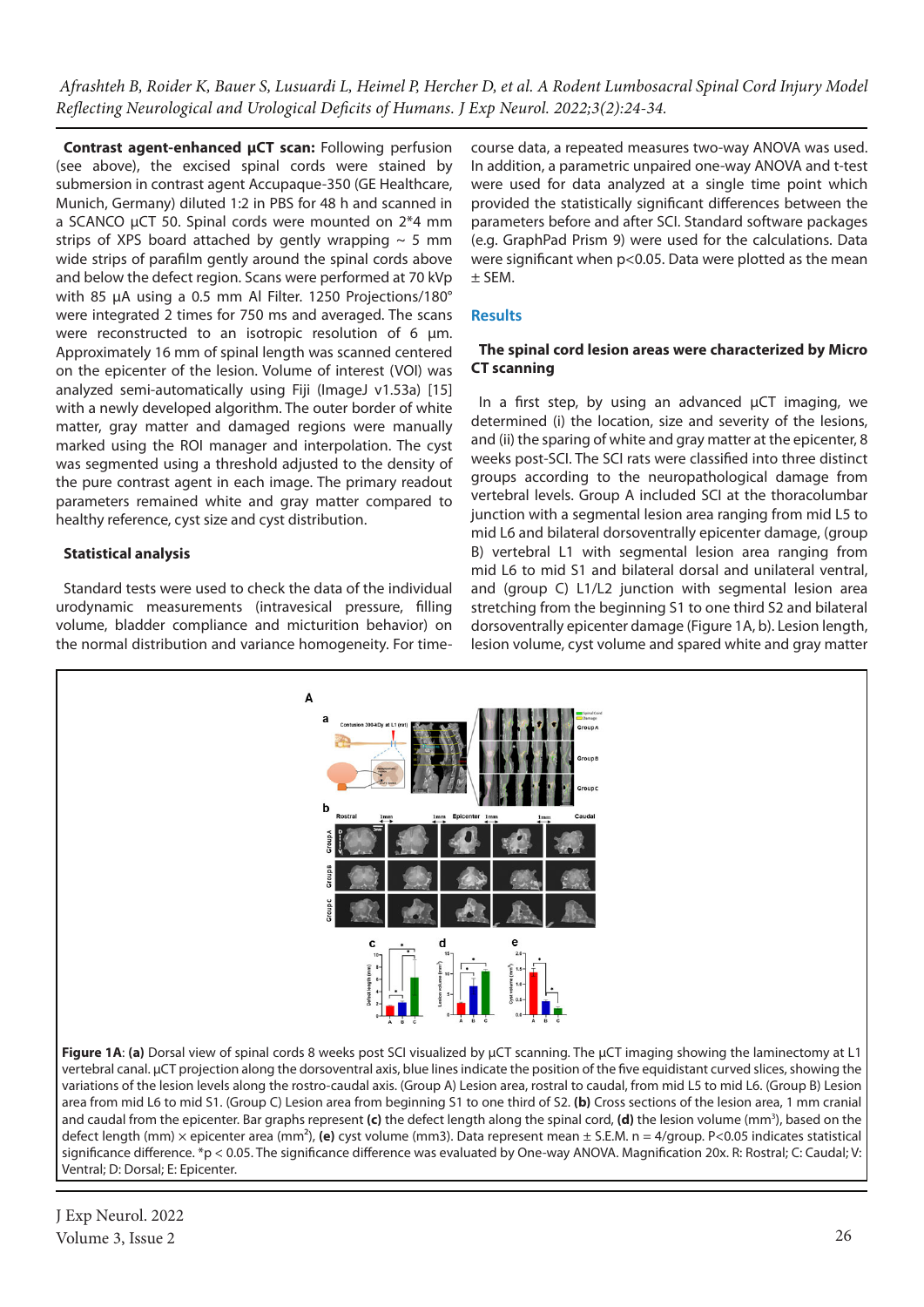**Contrast agent-enhanced µCT scan:** Following perfusion (see above), the excised spinal cords were stained by submersion in contrast agent Accupaque-350 (GE Healthcare, Munich, Germany) diluted 1:2 in PBS for 48 h and scanned in a SCANCO µCT 50. Spinal cords were mounted on 2*4 mm strips of XPS board attached by gently wrapping ~ 5 mm wide strips of parafilm gently around the spinal cords above and below the defect region. Scans were performed at 70 kVp with 85 µA using a 0.5 mm Al Filter. 1250 Projections/180° were integrated 2 times for 750 ms and averaged. The scans were reconstructed to an isotropic resolution of 6 µm. Approximately 16 mm of spinal length was scanned centered on the epicenter of the lesion. Volume of interest (VOI) was analyzed semi-automatically using Fiji (ImageJ v1.53a) [15] with a newly developed algorithm. The outer border of white matter, gray matter and damaged regions were manually marked using the ROI manager and interpolation. The cyst was segmented using a threshold adjusted to the density of the pure contrast agent in each image. The primary readout parameters remained white and gray matter compared to healthy reference, cyst size and cyst distribution.

**Statistical analysis**

Standard tests were used to check the data of the individual urodynamic measurements (intravesical pressure, filling volume, bladder compliance and micturition behavior) on the normal distribution and variance homogeneity. For time-course data, a repeated measures two-way ANOVA was used. In addition, a parametric unpaired one-way ANOVA and t-test were used for data analyzed at a single time point which provided the statistically significant differences between the parameters before and after SCI. Standard software packages (e.g. GraphPad Prism 9) were used for the calculations. Data were significant when $p<0.05$. Data were plotted as the mean ± SEM.

## Results

### The spinal cord lesion areas were characterized by Micro CT scanning

In a first step, by using an advanced µCT imaging, we determined (i) the location, size and severity of the lesions, and (ii) the sparing of white and gray matter at the epicenter, 8 weeks post-SCI. The SCI rats were classified into three distinct groups according to the neuropathological damage from vertebral levels. Group A included SCI at the thoracolumbar junction with a segmental lesion area ranging from mid L5 to mid L6 and bilateral dorsoventrally epicenter damage, (group B) vertebral L1 with segmental lesion area ranging from mid L6 to mid S1 and bilateral dorsal and unilateral ventral, and (group C) L1/L2 junction with segmental lesion area stretching from the beginning S1 to one third S2 and bilateral dorsoventrally epicenter damage (Figure 1A, b). Lesion length, lesion volume, cyst volume and spared white and gray matter

**Figure 1A**: **(a)** Dorsal view of spinal cords 8 weeks post SCI visualized by µCT scanning. The µCT imaging showing the laminectomy at L1 vertebral canal. µCT projection along the dorsoventral axis, blue lines indicate the position of the five equidistant curved slices, showing the variations of the lesion levels along the rostro-caudal axis. (Group A) Lesion area, rostral to caudal, from mid L5 to mid L6. (Group B) Lesion area from mid L6 to mid S1. (Group C) Lesion area from beginning S1 to one third of S2. **(b)** Cross sections of the lesion area, 1 mm cranial and caudal from the epicenter. Bar graphs represent **(c)** the defect length along the spinal cord, **(d)** the lesion volume (mm$^3$), based on the defect length (mm) × epicenter area (mm$^2$), **(e)** cyst volume (mm3). Data represent mean ± S.E.M. n = 4/group. P<0.05 indicates statistical significance difference. *$p < 0.05$. The significance difference was evaluated by One-way ANOVA. Magnification 20x. R: Rostral; C: Caudal; V: Ventral; D: Dorsal; E: Epicenter.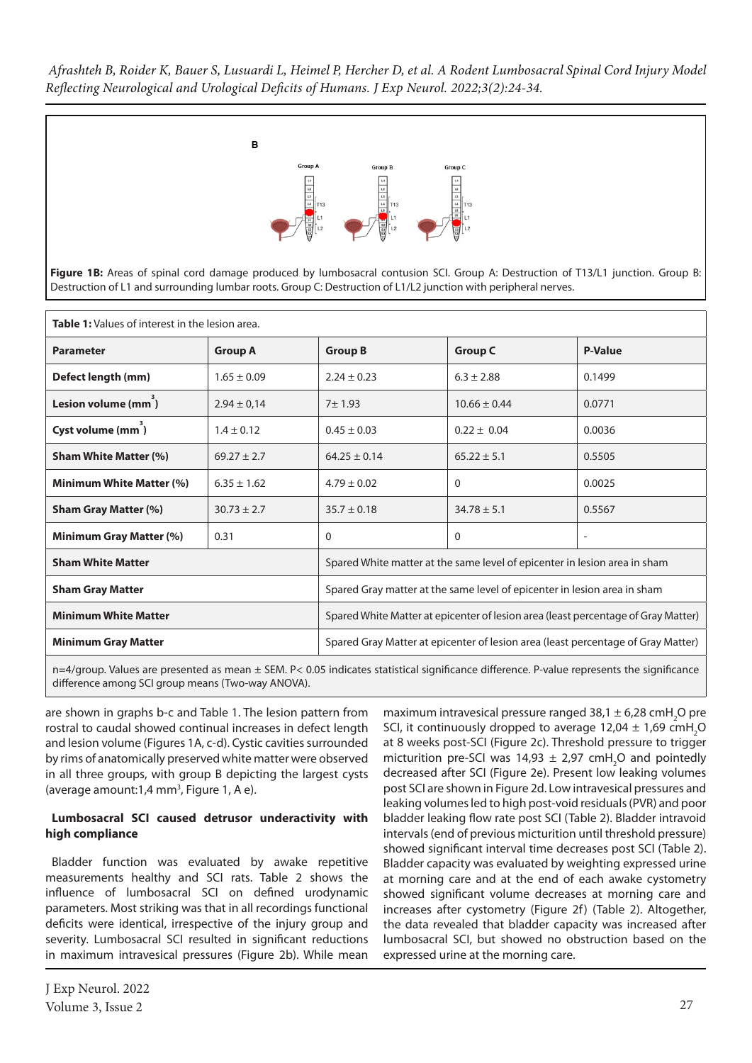**B**

**Figure 1B:** Areas of spinal cord damage produced by lumbosacral contusion SCI. Group A: Destruction of T13/L1 junction. Group B: Destruction of L1 and surrounding lumbar roots. Group C: Destruction of L1/L2 junction with peripheral nerves.

**Table 1:** Values of interest in the lesion area.

| Parameter | Group A | Group B | Group C | P-Value |
|---|---|---|---|---|
| **Defect length (mm)** | 1.65 ± 0.09 | 2.24 ± 0.23 | 6.3 ± 2.88 | 0.1499 |
| **Lesion volume (mm$^3$)** | 2.94 ± 0,14 | 7± 1.93 | 10.66 ± 0.44 | 0.0771 |
| **Cyst volume (mm$^3$)** | 1.4 ± 0.12 | 0.45 ± 0.03 | 0.22 ± 0.04 | 0.0036 |
| **Sham White Matter (%)** | 69.27 ± 2.7 | 64.25 ± 0.14 | 65.22 ± 5.1 | 0.5505 |
| **Minimum White Matter (%)** | 6.35 ± 1.62 | 4.79 ± 0.02 | 0 | 0.0025 |
| **Sham Gray Matter (%)** | 30.73 ± 2.7 | 35.7 ± 0.18 | 34.78 ± 5.1 | 0.5567 |
| **Minimum Gray Matter (%)** | 0.31 | 0 | 0 | - |
| **Sham White Matter** | | Spared White matter at the same level of epicenter in lesion area in sham | | |
| **Sham Gray Matter** | | Spared Gray matter at the same level of epicenter in lesion area in sham | | |
| **Minimum White Matter** | | Spared White Matter at epicenter of lesion area (least percentage of Gray Matter) | | |
| **Minimum Gray Matter** | | Spared Gray Matter at epicenter of lesion area (least percentage of Gray Matter) | | |

n=4/group. Values are presented as mean ± SEM. P< 0.05 indicates statistical significance difference. P-value represents the significance difference among SCI group means (Two-way ANOVA).

are shown in graphs b-c and Table 1. The lesion pattern from rostral to caudal showed continual increases in defect length and lesion volume (Figures 1A, c-d). Cystic cavities surrounded by rims of anatomically preserved white matter were observed in all three groups, with group B depicting the largest cysts (average amount:1,4 mm$^3$, Figure 1, A e).

**Lumbosacral SCI caused detrusor underactivity with high compliance**

Bladder function was evaluated by awake repetitive measurements healthy and SCI rats. Table 2 shows the influence of lumbosacral SCI on defined urodynamic parameters. Most striking was that in all recordings functional deficits were identical, irrespective of the injury group and severity. Lumbosacral SCI resulted in significant reductions in maximum intravesical pressures (Figure 2b). While mean maximum intravesical pressure ranged 38,1 ± 6,28 cmH$_2$O pre SCI, it continuously dropped to average 12,04 ± 1,69 cmH$_2$O at 8 weeks post-SCI (Figure 2c). Threshold pressure to trigger micturition pre-SCI was 14,93 ± 2,97 cmH$_2$O and pointedly decreased after SCI (Figure 2e). Present low leaking volumes post SCI are shown in Figure 2d. Low intravesical pressures and leaking volumes led to high post-void residuals (PVR) and poor bladder leaking flow rate post SCI (Table 2). Bladder intravoid intervals (end of previous micturition until threshold pressure) showed significant interval time decreases post SCI (Table 2). Bladder capacity was evaluated by weighting expressed urine at morning care and at the end of each awake cystometry showed significant volume decreases at morning care and increases after cystometry (Figure 2f) (Table 2). Altogether, the data revealed that bladder capacity was increased after lumbosacral SCI, but showed no obstruction based on the expressed urine at the morning care.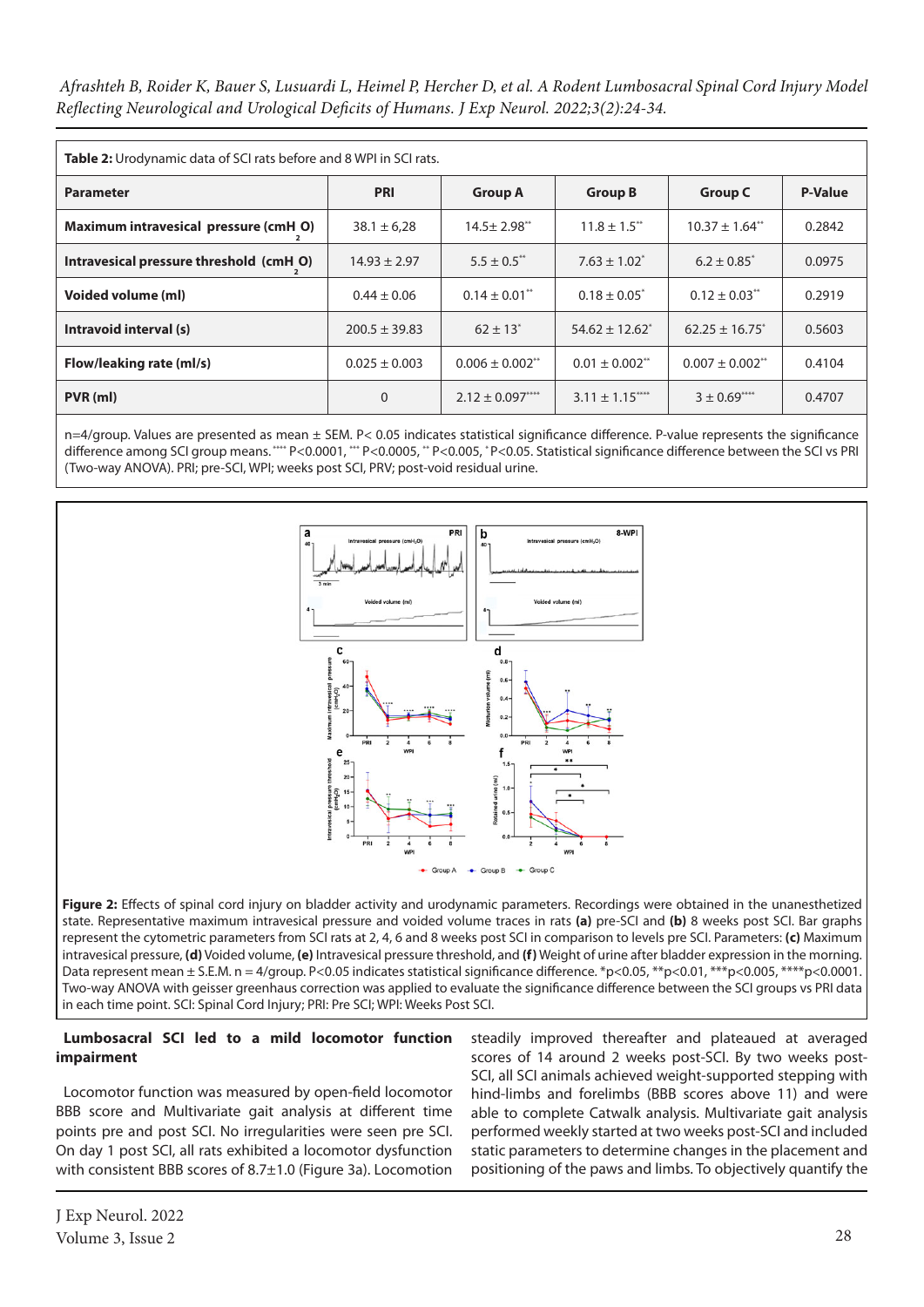**Table 2:** Urodynamic data of SCI rats before and 8 WPI in SCI rats.

| Parameter | PRI | Group A | Group B | Group C | P-Value |
|---|---|---|---|---|---|
| Maximum intravesical pressure ($cmH_2O$) | 38.1 ± 6,28 | 14.5± 2.98** | 11.8 ± 1.5** | 10.37 ± 1.64** | 0.2842 |
| Intravesical pressure threshold ($cmH_2O$) | 14.93 ± 2.97 | 5.5 ± 0.5** | 7.63 ± 1.02* | 6.2 ± 0.85* | 0.0975 |
| Voided volume (ml) | 0.44 ± 0.06 | 0.14 ± 0.01** | 0.18 ± 0.05* | 0.12 ± 0.03** | 0.2919 |
| Intravoid interval (s) | 200.5 ± 39.83 | 62 ± 13* | 54.62 ± 12.62* | 62.25 ± 16.75* | 0.5603 |
| Flow/leaking rate (ml/s) | 0.025 ± 0.003 | 0.006 ± 0.002** | 0.01 ± 0.002** | 0.007 ± 0.002** | 0.4104 |
| PVR (ml) | 0 | 2.12 ± 0.097**** | 3.11 ± 1.15**** | 3 ± 0.69**** | 0.4707 |

n=4/group. Values are presented as mean ± SEM. P< 0.05 indicates statistical significance difference. P-value represents the significance difference among SCI group means. **** P<0.0001, *** P<0.0005, ** P<0.005, * P<0.05. Statistical significance difference between the SCI vs PRI (Two-way ANOVA). PRI; pre-SCI, WPI; weeks post SCI, PRV; post-void residual urine.

**Figure 2:** Effects of spinal cord injury on bladder activity and urodynamic parameters. Recordings were obtained in the unanesthetized state. Representative maximum intravesical pressure and voided volume traces in rats **(a)** pre-SCI and **(b)** 8 weeks post SCI. Bar graphs represent the cytometric parameters from SCI rats at 2, 4, 6 and 8 weeks post SCI in comparison to levels pre SCI. Parameters: **(c)** Maximum intravesical pressure, **(d)** Voided volume, **(e)** Intravesical pressure threshold, and **(f)** Weight of urine after bladder expression in the morning. Data represent mean ± S.E.M. n = 4/group. P<0.05 indicates statistical significance difference. *p<0.05, **p<0.01, ***p<0.005, ****p<0.0001. Two-way ANOVA with geisser greenhaus correction was applied to evaluate the significance difference between the SCI groups vs PRI data in each time point. SCI: Spinal Cord Injury; PRI: Pre SCI; WPI: Weeks Post SCI.

### Lumbosacral SCI led to a mild locomotor function impairment

Locomotor function was measured by open-field locomotor BBB score and Multivariate gait analysis at different time points pre and post SCI. No irregularities were seen pre SCI. On day 1 post SCI, all rats exhibited a locomotor dysfunction with consistent BBB scores of 8.7±1.0 (Figure 3a). Locomotion steadily improved thereafter and plateaued at averaged scores of 14 around 2 weeks post-SCI. By two weeks post-SCI, all SCI animals achieved weight-supported stepping with hind-limbs and forelimbs (BBB scores above 11) and were able to complete Catwalk analysis. Multivariate gait analysis performed weekly started at two weeks post-SCI and included static parameters to determine changes in the placement and positioning of the paws and limbs. To objectively quantify the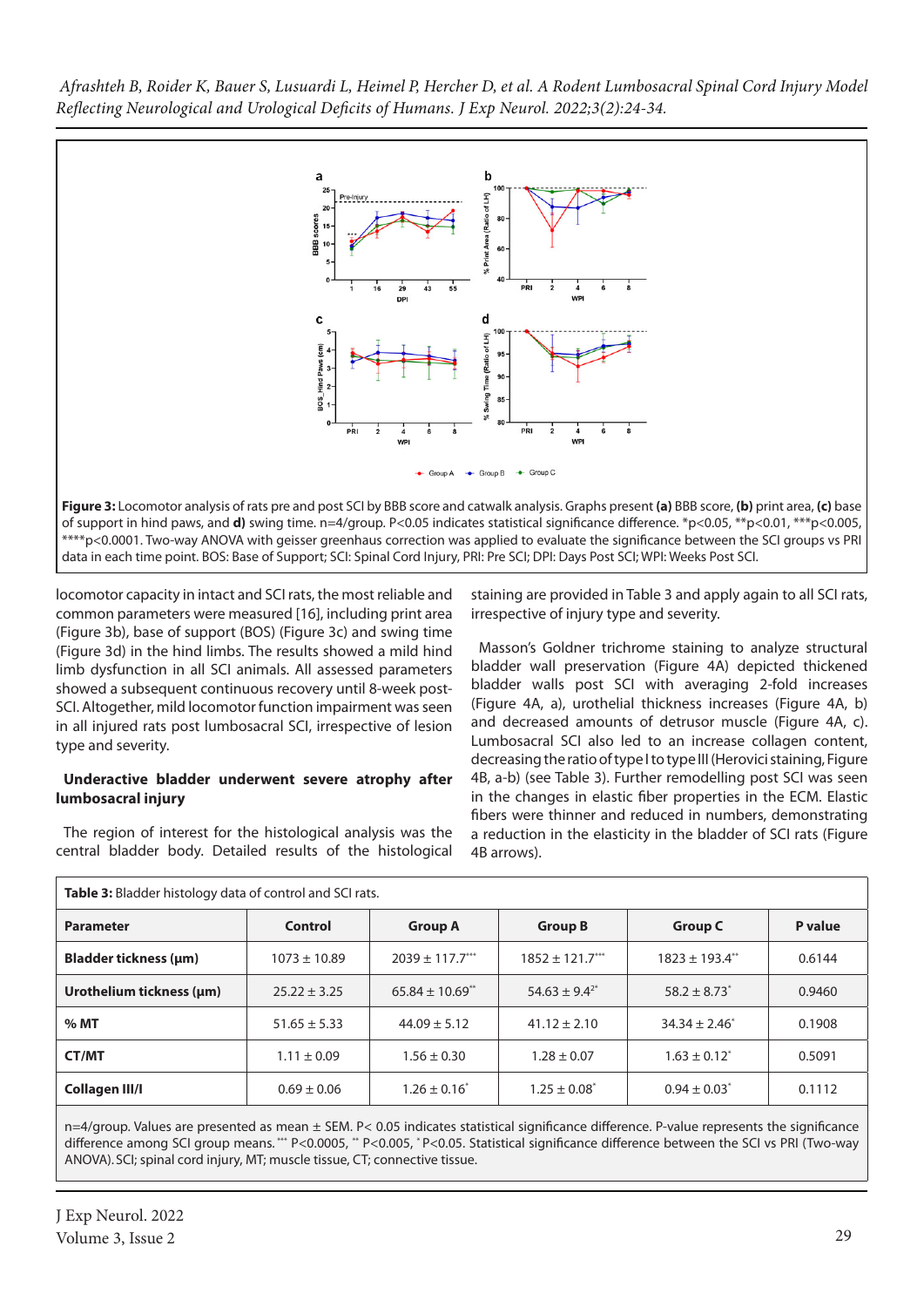**Figure 3:** Locomotor analysis of rats pre and post SCI by BBB score and catwalk analysis. Graphs present **(a)** BBB score, **(b)** print area, **(c)** base of support in hind paws, and **d)** swing time. n=4/group. P<0.05 indicates statistical significance difference. *p<0.05, **p<0.01, ***p<0.005, ****p<0.0001. Two-way ANOVA with geisser greenhaus correction was applied to evaluate the significance between the SCI groups vs PRI data in each time point. BOS: Base of Support; SCI: Spinal Cord Injury, PRI: Pre SCI; DPI: Days Post SCI; WPI: Weeks Post SCI.

locomotor capacity in intact and SCI rats, the most reliable and common parameters were measured [16], including print area (Figure 3b), base of support (BOS) (Figure 3c) and swing time (Figure 3d) in the hind limbs. The results showed a mild hind limb dysfunction in all SCI animals. All assessed parameters showed a subsequent continuous recovery until 8-week post-SCI. Altogether, mild locomotor function impairment was seen in all injured rats post lumbosacral SCI, irrespective of lesion type and severity.

**Underactive bladder underwent severe atrophy after lumbosacral injury**

The region of interest for the histological analysis was the central bladder body. Detailed results of the histological staining are provided in Table 3 and apply again to all SCI rats, irrespective of injury type and severity.

Masson's Goldner trichrome staining to analyze structural bladder wall preservation (Figure 4A) depicted thickened bladder walls post SCI with averaging 2-fold increases (Figure 4A, a), urothelial thickness increases (Figure 4A, b) and decreased amounts of detrusor muscle (Figure 4A, c). Lumbosacral SCI also led to an increase collagen content, decreasing the ratio of type I to type III (Herovici staining, Figure 4B, a-b) (see Table 3). Further remodelling post SCI was seen in the changes in elastic fiber properties in the ECM. Elastic fibers were thinner and reduced in numbers, demonstrating a reduction in the elasticity in the bladder of SCI rats (Figure 4B arrows).

**Table 3:** Bladder histology data of control and SCI rats.

| Parameter | Control | Group A | Group B | Group C | P value |
|---|---|---|---|---|---|
| **Bladder tickness (µm)** | 1073 ± 10.89 | 2039 ± 117.7*** | 1852 ± 121.7*** | 1823 ± 193.4** | 0.6144 |
| **Urothelium tickness (µm)** | 25.22 ± 3.25 | 65.84 ± 10.69** | 54.63 ± 9.42* | 58.2 ± 8.73* | 0.9460 |
| **% MT** | 51.65 ± 5.33 | 44.09 ± 5.12 | 41.12 ± 2.10 | 34.34 ± 2.46* | 0.1908 |
| **CT/MT** | 1.11 ± 0.09 | 1.56 ± 0.30 | 1.28 ± 0.07 | 1.63 ± 0.12* | 0.5091 |
| **Collagen III/I** | 0.69 ± 0.06 | 1.26 ± 0.16* | 1.25 ± 0.08* | 0.94 ± 0.03* | 0.1112 |

n=4/group. Values are presented as mean ± SEM. P< 0.05 indicates statistical significance difference. P-value represents the significance difference among SCI group means. *** P<0.0005, ** P<0.005, * P<0.05. Statistical significance difference between the SCI vs PRI (Two-way ANOVA). SCI; spinal cord injury, MT; muscle tissue, CT; connective tissue.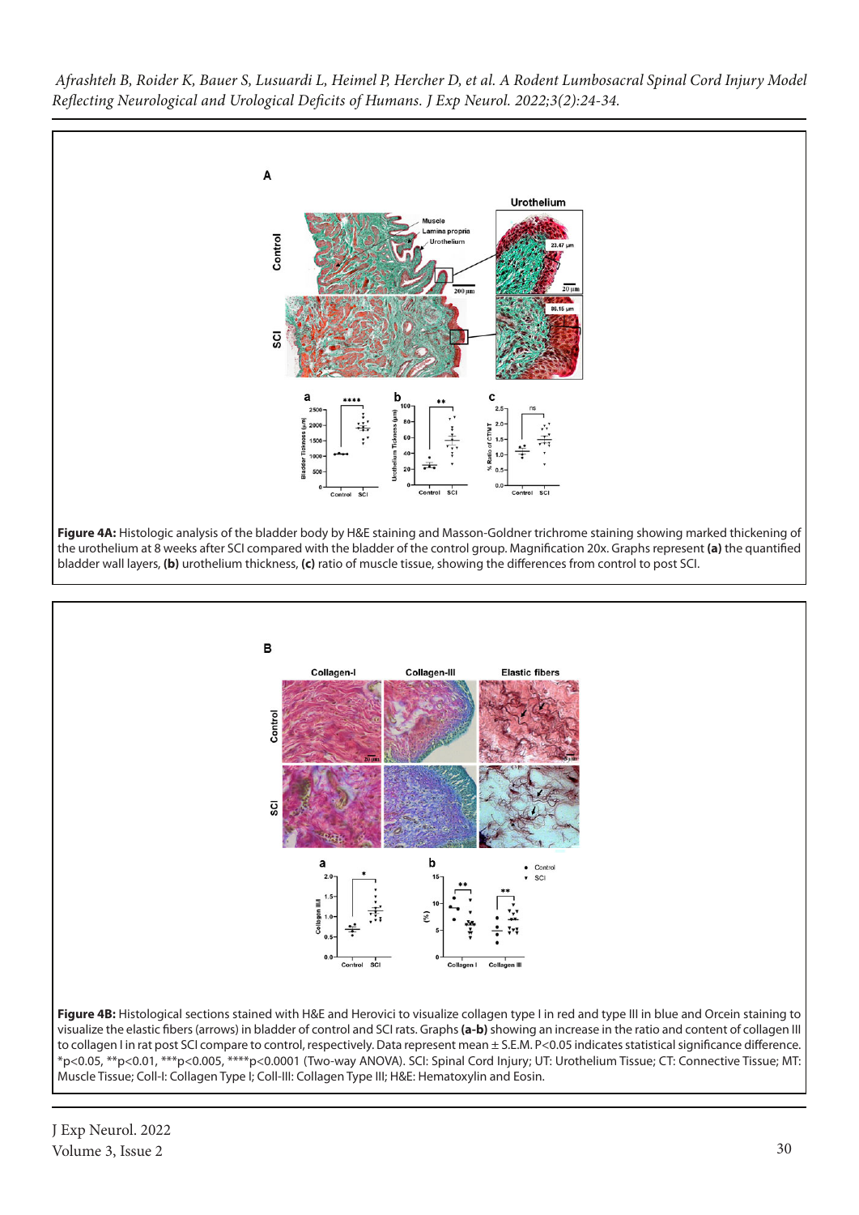**Figure 4A:** Histologic analysis of the bladder body by H&E staining and Masson-Goldner trichrome staining showing marked thickening of the urothelium at 8 weeks after SCI compared with the bladder of the control group. Magnification 20x. Graphs represent **(a)** the quantified bladder wall layers, **(b)** urothelium thickness, **(c)** ratio of muscle tissue, showing the differences from control to post SCI.

**Figure 4B:** Histological sections stained with H&E and Herovici to visualize collagen type I in red and type III in blue and Orcein staining to visualize the elastic fibers (arrows) in bladder of control and SCI rats. Graphs **(a-b)** showing an increase in the ratio and content of collagen III to collagen I in rat post SCI compare to control, respectively. Data represent mean ± S.E.M. P<0.05 indicates statistical significance difference. *p<0.05, **p<0.01, ***p<0.005, ****p<0.0001 (Two-way ANOVA). SCI: Spinal Cord Injury; UT: Urothelium Tissue; CT: Connective Tissue; MT: Muscle Tissue; Coll-I: Collagen Type I; Coll-III: Collagen Type III; H&E: Hematoxylin and Eosin.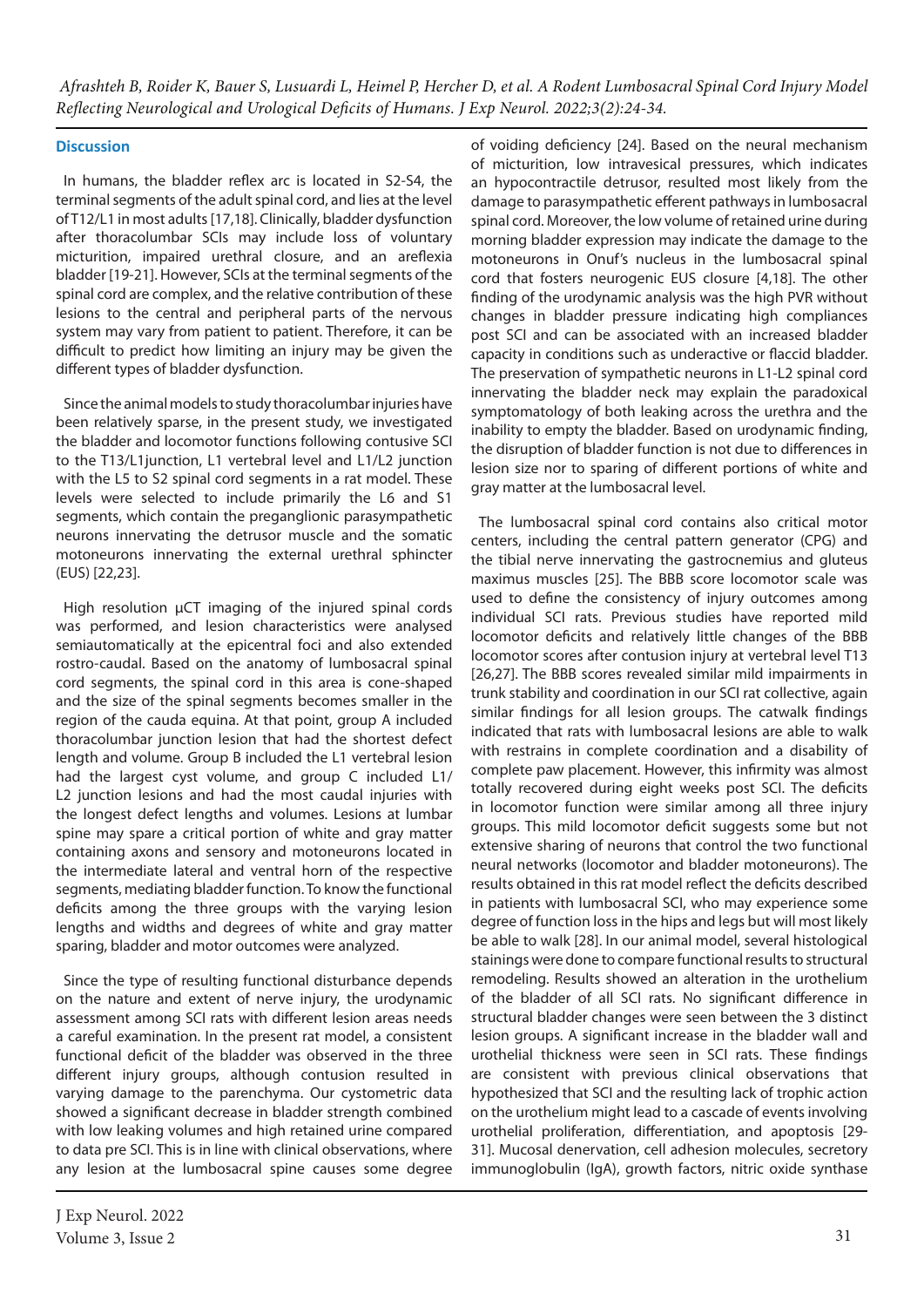## Discussion

In humans, the bladder reflex arc is located in S2-S4, the terminal segments of the adult spinal cord, and lies at the level of T12/L1 in most adults [17,18]. Clinically, bladder dysfunction after thoracolumbar SCIs may include loss of voluntary micturition, impaired urethral closure, and an areflexia bladder [19-21]. However, SCIs at the terminal segments of the spinal cord are complex, and the relative contribution of these lesions to the central and peripheral parts of the nervous system may vary from patient to patient. Therefore, it can be difficult to predict how limiting an injury may be given the different types of bladder dysfunction.

Since the animal models to study thoracolumbar injuries have been relatively sparse, in the present study, we investigated the bladder and locomotor functions following contusive SCI to the T13/L1junction, L1 vertebral level and L1/L2 junction with the L5 to S2 spinal cord segments in a rat model. These levels were selected to include primarily the L6 and S1 segments, which contain the preganglionic parasympathetic neurons innervating the detrusor muscle and the somatic motoneurons innervating the external urethral sphincter (EUS) [22,23].

High resolution µCT imaging of the injured spinal cords was performed, and lesion characteristics were analysed semiautomatically at the epicentral foci and also extended rostro-caudal. Based on the anatomy of lumbosacral spinal cord segments, the spinal cord in this area is cone-shaped and the size of the spinal segments becomes smaller in the region of the cauda equina. At that point, group A included thoracolumbar junction lesion that had the shortest defect length and volume. Group B included the L1 vertebral lesion had the largest cyst volume, and group C included L1/L2 junction lesions and had the most caudal injuries with the longest defect lengths and volumes. Lesions at lumbar spine may spare a critical portion of white and gray matter containing axons and sensory and motoneurons located in the intermediate lateral and ventral horn of the respective segments, mediating bladder function. To know the functional deficits among the three groups with the varying lesion lengths and widths and degrees of white and gray matter sparing, bladder and motor outcomes were analyzed.

Since the type of resulting functional disturbance depends on the nature and extent of nerve injury, the urodynamic assessment among SCI rats with different lesion areas needs a careful examination. In the present rat model, a consistent functional deficit of the bladder was observed in the three different injury groups, although contusion resulted in varying damage to the parenchyma. Our cystometric data showed a significant decrease in bladder strength combined with low leaking volumes and high retained urine compared to data pre SCI. This is in line with clinical observations, where any lesion at the lumbosacral spine causes some degree of voiding deficiency [24]. Based on the neural mechanism of micturition, low intravesical pressures, which indicates an hypocontractile detrusor, resulted most likely from the damage to parasympathetic efferent pathways in lumbosacral spinal cord. Moreover, the low volume of retained urine during morning bladder expression may indicate the damage to the motoneurons in Onuf's nucleus in the lumbosacral spinal cord that fosters neurogenic EUS closure [4,18]. The other finding of the urodynamic analysis was the high PVR without changes in bladder pressure indicating high compliances post SCI and can be associated with an increased bladder capacity in conditions such as underactive or flaccid bladder. The preservation of sympathetic neurons in L1-L2 spinal cord innervating the bladder neck may explain the paradoxical symptomatology of both leaking across the urethra and the inability to empty the bladder. Based on urodynamic finding, the disruption of bladder function is not due to differences in lesion size nor to sparing of different portions of white and gray matter at the lumbosacral level.

The lumbosacral spinal cord contains also critical motor centers, including the central pattern generator (CPG) and the tibial nerve innervating the gastrocnemius and gluteus maximus muscles [25]. The BBB score locomotor scale was used to define the consistency of injury outcomes among individual SCI rats. Previous studies have reported mild locomotor deficits and relatively little changes of the BBB locomotor scores after contusion injury at vertebral level T13 [26,27]. The BBB scores revealed similar mild impairments in trunk stability and coordination in our SCI rat collective, again similar findings for all lesion groups. The catwalk findings indicated that rats with lumbosacral lesions are able to walk with restrains in complete coordination and a disability of complete paw placement. However, this infirmity was almost totally recovered during eight weeks post SCI. The deficits in locomotor function were similar among all three injury groups. This mild locomotor deficit suggests some but not extensive sharing of neurons that control the two functional neural networks (locomotor and bladder motoneurons). The results obtained in this rat model reflect the deficits described in patients with lumbosacral SCI, who may experience some degree of function loss in the hips and legs but will most likely be able to walk [28]. In our animal model, several histological stainings were done to compare functional results to structural remodeling. Results showed an alteration in the urothelium of the bladder of all SCI rats. No significant difference in structural bladder changes were seen between the 3 distinct lesion groups. A significant increase in the bladder wall and urothelial thickness were seen in SCI rats. These findings are consistent with previous clinical observations that hypothesized that SCI and the resulting lack of trophic action on the urothelium might lead to a cascade of events involving urothelial proliferation, differentiation, and apoptosis [29-31]. Mucosal denervation, cell adhesion molecules, secretory immunoglobulin (IgA), growth factors, nitric oxide synthase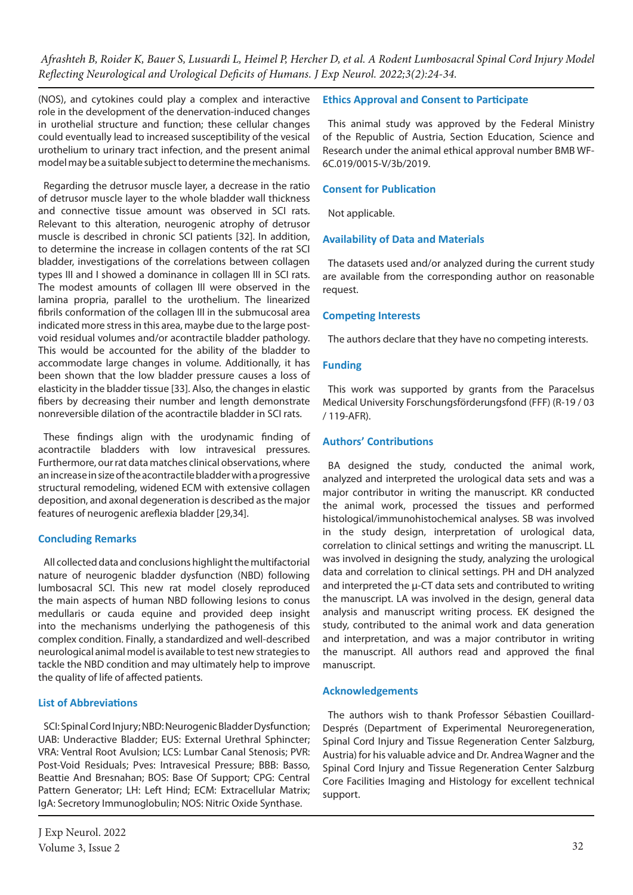(NOS), and cytokines could play a complex and interactive role in the development of the denervation-induced changes in urothelial structure and function; these cellular changes could eventually lead to increased susceptibility of the vesical urothelium to urinary tract infection, and the present animal model may be a suitable subject to determine the mechanisms.

Regarding the detrusor muscle layer, a decrease in the ratio of detrusor muscle layer to the whole bladder wall thickness and connective tissue amount was observed in SCI rats. Relevant to this alteration, neurogenic atrophy of detrusor muscle is described in chronic SCI patients [32]. In addition, to determine the increase in collagen contents of the rat SCI bladder, investigations of the correlations between collagen types III and I showed a dominance in collagen III in SCI rats. The modest amounts of collagen III were observed in the lamina propria, parallel to the urothelium. The linearized fibrils conformation of the collagen III in the submucosal area indicated more stress in this area, maybe due to the large post-void residual volumes and/or acontractile bladder pathology. This would be accounted for the ability of the bladder to accommodate large changes in volume. Additionally, it has been shown that the low bladder pressure causes a loss of elasticity in the bladder tissue [33]. Also, the changes in elastic fibers by decreasing their number and length demonstrate nonreversible dilation of the acontractile bladder in SCI rats.

These findings align with the urodynamic finding of acontractile bladders with low intravesical pressures. Furthermore, our rat data matches clinical observations, where an increase in size of the acontractile bladder with a progressive structural remodeling, widened ECM with extensive collagen deposition, and axonal degeneration is described as the major features of neurogenic areflexia bladder [29,34].

## Concluding Remarks

All collected data and conclusions highlight the multifactorial nature of neurogenic bladder dysfunction (NBD) following lumbosacral SCI. This new rat model closely reproduced the main aspects of human NBD following lesions to conus medullaris or cauda equine and provided deep insight into the mechanisms underlying the pathogenesis of this complex condition. Finally, a standardized and well-described neurological animal model is available to test new strategies to tackle the NBD condition and may ultimately help to improve the quality of life of affected patients.

## List of Abbreviations

SCI: Spinal Cord Injury; NBD: Neurogenic Bladder Dysfunction; UAB: Underactive Bladder; EUS: External Urethral Sphincter; VRA: Ventral Root Avulsion; LCS: Lumbar Canal Stenosis; PVR: Post-Void Residuals; Pves: Intravesical Pressure; BBB: Basso, Beattie And Bresnahan; BOS: Base Of Support; CPG: Central Pattern Generator; LH: Left Hind; ECM: Extracellular Matrix; IgA: Secretory Immunoglobulin; NOS: Nitric Oxide Synthase.

## Ethics Approval and Consent to Participate

This animal study was approved by the Federal Ministry of the Republic of Austria, Section Education, Science and Research under the animal ethical approval number BMB WF-6C.019/0015-V/3b/2019.

## Consent for Publication

Not applicable.

## Availability of Data and Materials

The datasets used and/or analyzed during the current study are available from the corresponding author on reasonable request.

## Competing Interests

The authors declare that they have no competing interests.

## Funding

This work was supported by grants from the Paracelsus Medical University Forschungsförderungsfond (FFF) (R-19 / 03 / 119-AFR).

## Authors' Contributions

BA designed the study, conducted the animal work, analyzed and interpreted the urological data sets and was a major contributor in writing the manuscript. KR conducted the animal work, processed the tissues and performed histological/immunohistochemical analyses. SB was involved in the study design, interpretation of urological data, correlation to clinical settings and writing the manuscript. LL was involved in designing the study, analyzing the urological data and correlation to clinical settings. PH and DH analyzed and interpreted the µ-CT data sets and contributed to writing the manuscript. LA was involved in the design, general data analysis and manuscript writing process. EK designed the study, contributed to the animal work and data generation and interpretation, and was a major contributor in writing the manuscript. All authors read and approved the final manuscript.

## Acknowledgements

The authors wish to thank Professor Sébastien Couillard-Després (Department of Experimental Neuroregeneration, Spinal Cord Injury and Tissue Regeneration Center Salzburg, Austria) for his valuable advice and Dr. Andrea Wagner and the Spinal Cord Injury and Tissue Regeneration Center Salzburg Core Facilities Imaging and Histology for excellent technical support.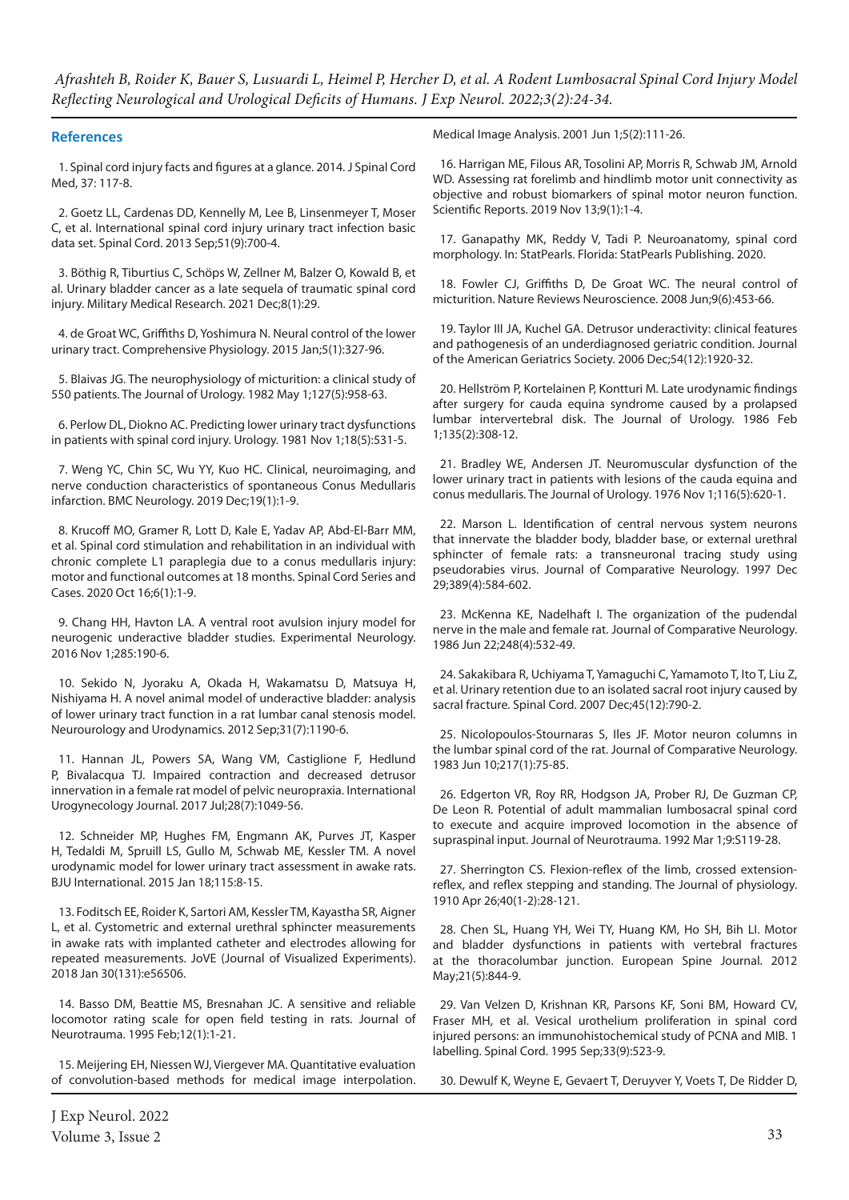## References

1. Spinal cord injury facts and figures at a glance. 2014. J Spinal Cord Med, 37: 117-8.

2. Goetz LL, Cardenas DD, Kennelly M, Lee B, Linsenmeyer T, Moser C, et al. International spinal cord injury urinary tract infection basic data set. Spinal Cord. 2013 Sep;51(9):700-4.

3. Böthig R, Tiburtius C, Schöps W, Zellner M, Balzer O, Kowald B, et al. Urinary bladder cancer as a late sequela of traumatic spinal cord injury. Military Medical Research. 2021 Dec;8(1):29.

4. de Groat WC, Griffiths D, Yoshimura N. Neural control of the lower urinary tract. Comprehensive Physiology. 2015 Jan;5(1):327-96.

5. Blaivas JG. The neurophysiology of micturition: a clinical study of 550 patients. The Journal of Urology. 1982 May 1;127(5):958-63.

6. Perlow DL, Diokno AC. Predicting lower urinary tract dysfunctions in patients with spinal cord injury. Urology. 1981 Nov 1;18(5):531-5.

7. Weng YC, Chin SC, Wu YY, Kuo HC. Clinical, neuroimaging, and nerve conduction characteristics of spontaneous Conus Medullaris infarction. BMC Neurology. 2019 Dec;19(1):1-9.

8. Krucoff MO, Gramer R, Lott D, Kale E, Yadav AP, Abd-El-Barr MM, et al. Spinal cord stimulation and rehabilitation in an individual with chronic complete L1 paraplegia due to a conus medullaris injury: motor and functional outcomes at 18 months. Spinal Cord Series and Cases. 2020 Oct 16;6(1):1-9.

9. Chang HH, Havton LA. A ventral root avulsion injury model for neurogenic underactive bladder studies. Experimental Neurology. 2016 Nov 1;285:190-6.

10. Sekido N, Jyoraku A, Okada H, Wakamatsu D, Matsuya H, Nishiyama H. A novel animal model of underactive bladder: analysis of lower urinary tract function in a rat lumbar canal stenosis model. Neurourology and Urodynamics. 2012 Sep;31(7):1190-6.

11. Hannan JL, Powers SA, Wang VM, Castiglione F, Hedlund P, Bivalacqua TJ. Impaired contraction and decreased detrusor innervation in a female rat model of pelvic neuropraxia. International Urogynecology Journal. 2017 Jul;28(7):1049-56.

12. Schneider MP, Hughes FM, Engmann AK, Purves JT, Kasper H, Tedaldi M, Spruill LS, Gullo M, Schwab ME, Kessler TM. A novel urodynamic model for lower urinary tract assessment in awake rats. BJU International. 2015 Jan 18;115:8-15.

13. Foditsch EE, Roider K, Sartori AM, Kessler TM, Kayastha SR, Aigner L, et al. Cystometric and external urethral sphincter measurements in awake rats with implanted catheter and electrodes allowing for repeated measurements. JoVE (Journal of Visualized Experiments). 2018 Jan 30(131):e56506.

14. Basso DM, Beattie MS, Bresnahan JC. A sensitive and reliable locomotor rating scale for open field testing in rats. Journal of Neurotrauma. 1995 Feb;12(1):1-21.

15. Meijering EH, Niessen WJ, Viergever MA. Quantitative evaluation of convolution-based methods for medical image interpolation. Medical Image Analysis. 2001 Jun 1;5(2):111-26.

16. Harrigan ME, Filous AR, Tosolini AP, Morris R, Schwab JM, Arnold WD. Assessing rat forelimb and hindlimb motor unit connectivity as objective and robust biomarkers of spinal motor neuron function. Scientific Reports. 2019 Nov 13;9(1):1-4.

17. Ganapathy MK, Reddy V, Tadi P. Neuroanatomy, spinal cord morphology. In: StatPearls. Florida: StatPearls Publishing. 2020.

18. Fowler CJ, Griffiths D, De Groat WC. The neural control of micturition. Nature Reviews Neuroscience. 2008 Jun;9(6):453-66.

19. Taylor III JA, Kuchel GA. Detrusor underactivity: clinical features and pathogenesis of an underdiagnosed geriatric condition. Journal of the American Geriatrics Society. 2006 Dec;54(12):1920-32.

20. Hellström P, Kortelainen P, Kontturi M. Late urodynamic findings after surgery for cauda equina syndrome caused by a prolapsed lumbar intervertebral disk. The Journal of Urology. 1986 Feb 1;135(2):308-12.

21. Bradley WE, Andersen JT. Neuromuscular dysfunction of the lower urinary tract in patients with lesions of the cauda equina and conus medullaris. The Journal of Urology. 1976 Nov 1;116(5):620-1.

22. Marson L. Identification of central nervous system neurons that innervate the bladder body, bladder base, or external urethral sphincter of female rats: a transneuronal tracing study using pseudorabies virus. Journal of Comparative Neurology. 1997 Dec 29;389(4):584-602.

23. McKenna KE, Nadelhaft I. The organization of the pudendal nerve in the male and female rat. Journal of Comparative Neurology. 1986 Jun 22;248(4):532-49.

24. Sakakibara R, Uchiyama T, Yamaguchi C, Yamamoto T, Ito T, Liu Z, et al. Urinary retention due to an isolated sacral root injury caused by sacral fracture. Spinal Cord. 2007 Dec;45(12):790-2.

25. Nicolopoulos-Stournaras S, Iles JF. Motor neuron columns in the lumbar spinal cord of the rat. Journal of Comparative Neurology. 1983 Jun 10;217(1):75-85.

26. Edgerton VR, Roy RR, Hodgson JA, Prober RJ, De Guzman CP, De Leon R. Potential of adult mammalian lumbosacral spinal cord to execute and acquire improved locomotion in the absence of supraspinal input. Journal of Neurotrauma. 1992 Mar 1;9:S119-28.

27. Sherrington CS. Flexion-reflex of the limb, crossed extension-reflex, and reflex stepping and standing. The Journal of physiology. 1910 Apr 26;40(1-2):28-121.

28. Chen SL, Huang YH, Wei TY, Huang KM, Ho SH, Bih LI. Motor and bladder dysfunctions in patients with vertebral fractures at the thoracolumbar junction. European Spine Journal. 2012 May;21(5):844-9.

29. Van Velzen D, Krishnan KR, Parsons KF, Soni BM, Howard CV, Fraser MH, et al. Vesical urothelium proliferation in spinal cord injured persons: an immunohistochemical study of PCNA and MIB. 1 labelling. Spinal Cord. 1995 Sep;33(9):523-9.

30. Dewulf K, Weyne E, Gevaert T, Deruyver Y, Voets T, De Ridder D,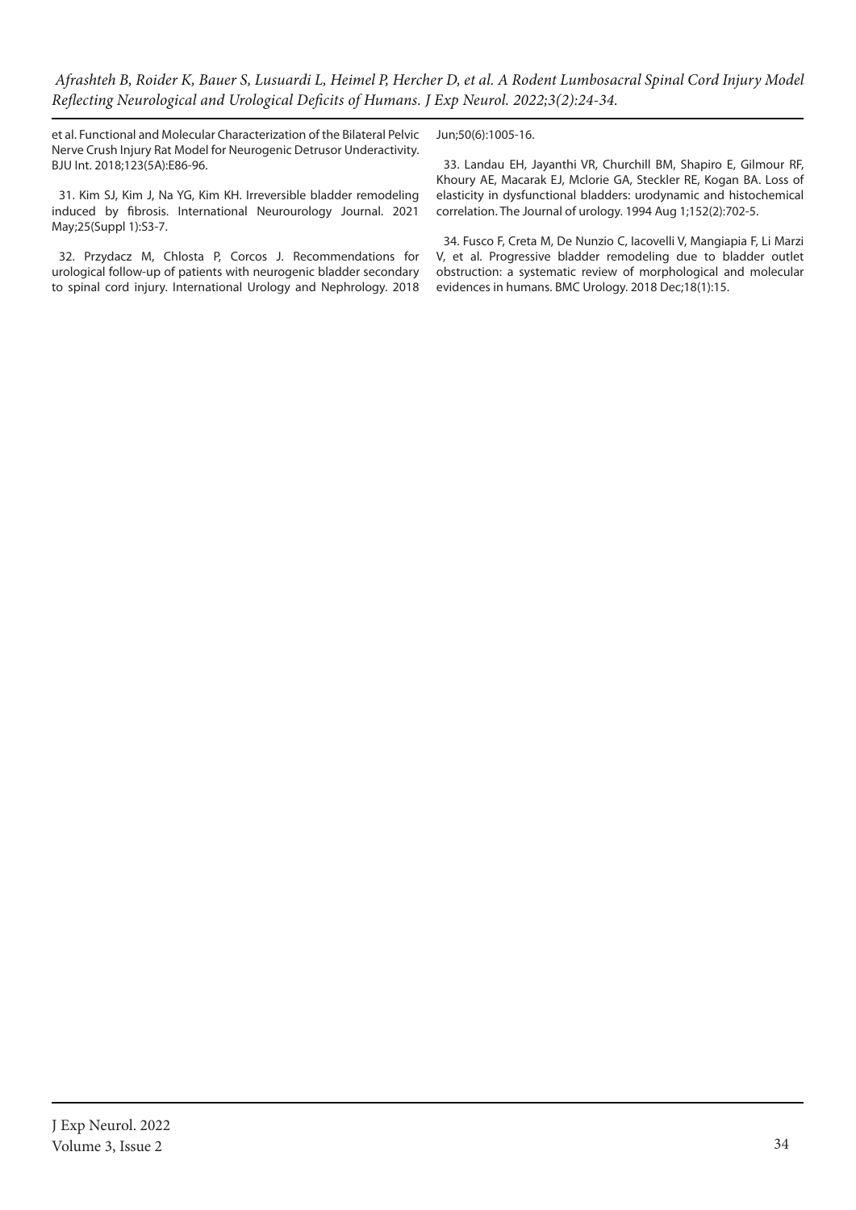et al. Functional and Molecular Characterization of the Bilateral Pelvic Nerve Crush Injury Rat Model for Neurogenic Detrusor Underactivity. BJU Int. 2018;123(5A):E86-96.

31. Kim SJ, Kim J, Na YG, Kim KH. Irreversible bladder remodeling induced by fibrosis. International Neurourology Journal. 2021 May;25(Suppl 1):S3-7.

32. Przydacz M, Chlosta P, Corcos J. Recommendations for urological follow-up of patients with neurogenic bladder secondary to spinal cord injury. International Urology and Nephrology. 2018 Jun;50(6):1005-16.

33. Landau EH, Jayanthi VR, Churchill BM, Shapiro E, Gilmour RF, Khoury AE, Macarak EJ, Mclorie GA, Steckler RE, Kogan BA. Loss of elasticity in dysfunctional bladders: urodynamic and histochemical correlation. The Journal of urology. 1994 Aug 1;152(2):702-5.

34. Fusco F, Creta M, De Nunzio C, Iacovelli V, Mangiapia F, Li Marzi V, et al. Progressive bladder remodeling due to bladder outlet obstruction: a systematic review of morphological and molecular evidences in humans. BMC Urology. 2018 Dec;18(1):15.